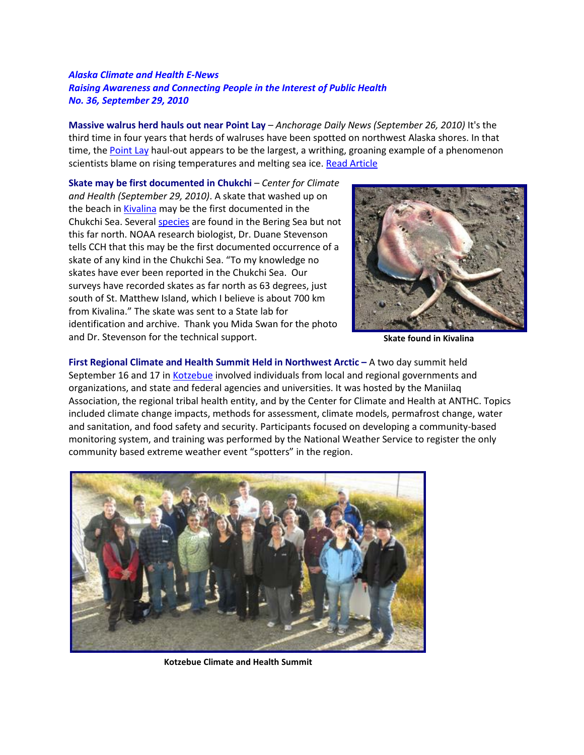***Alaska Climate and Health E-News***
***Raising Awareness and Connecting People in the Interest of Public Health***
***No. 36, September 29, 2010***

**Massive walrus herd hauls out near Point Lay** – *Anchorage Daily News (September 26, 2010)* It's the third time in four years that herds of walruses have been spotted on northwest Alaska shores. In that time, the Point Lay haul-out appears to be the largest, a writhing, groaning example of a phenomenon scientists blame on rising temperatures and melting sea ice. Read Article

**Skate may be first documented in Chukchi** – *Center for Climate and Health (September 29, 2010)*. A skate that washed up on the beach in Kivalina may be the first documented in the Chukchi Sea. Several species are found in the Bering Sea but not this far north. NOAA research biologist, Dr. Duane Stevenson tells CCH that this may be the first documented occurrence of a skate of any kind in the Chukchi Sea. "To my knowledge no skates have ever been reported in the Chukchi Sea. Our surveys have recorded skates as far north as 63 degrees, just south of St. Matthew Island, which I believe is about 700 km from Kivalina." The skate was sent to a State lab for identification and archive. Thank you Mida Swan for the photo and Dr. Stevenson for the technical support.

**Skate found in Kivalina**

**First Regional Climate and Health Summit Held in Northwest Arctic –** A two day summit held September 16 and 17 in Kotzebue involved individuals from local and regional governments and organizations, and state and federal agencies and universities. It was hosted by the Maniilaq Association, the regional tribal health entity, and by the Center for Climate and Health at ANTHC. Topics included climate change impacts, methods for assessment, climate models, permafrost change, water and sanitation, and food safety and security. Participants focused on developing a community-based monitoring system, and training was performed by the National Weather Service to register the only community based extreme weather event "spotters" in the region.

**Kotzebue Climate and Health Summit**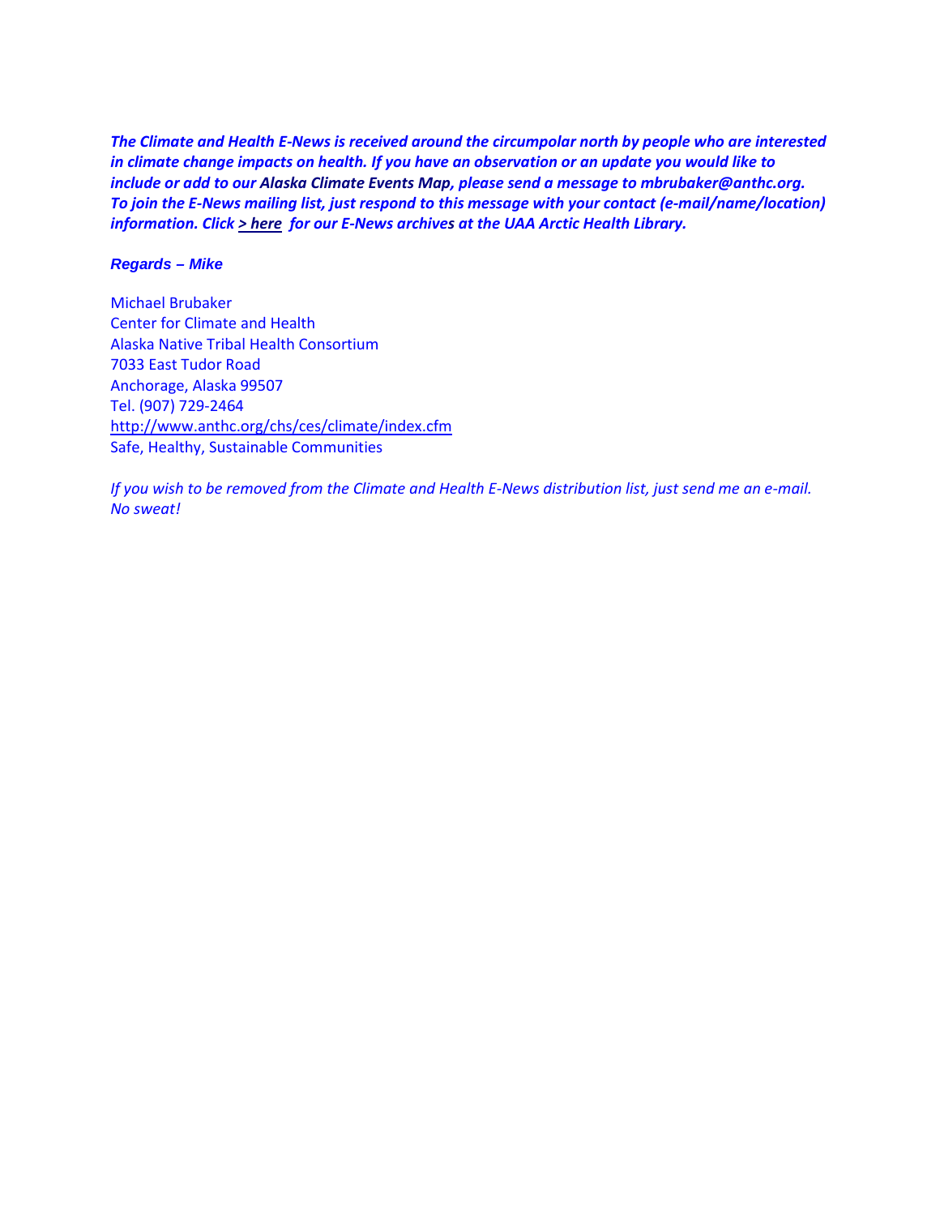***The Climate and Health E-News is received around the circumpolar north by people who are interested in climate change impacts on health. If you have an observation or an update you would like to include or add to our Alaska Climate Events Map, please send a message to mbrubaker@anthc.org. To join the E-News mailing list, just respond to this message with your contact (e-mail/name/location) information. Click > here for our E-News archives at the UAA Arctic Health Library.***

***Regards – Mike***

Michael Brubaker
Center for Climate and Health
Alaska Native Tribal Health Consortium
7033 East Tudor Road
Anchorage, Alaska 99507
Tel. (907) 729-2464
http://www.anthc.org/chs/ces/climate/index.cfm
Safe, Healthy, Sustainable Communities

*If you wish to be removed from the Climate and Health E-News distribution list, just send me an e-mail. No sweat!*